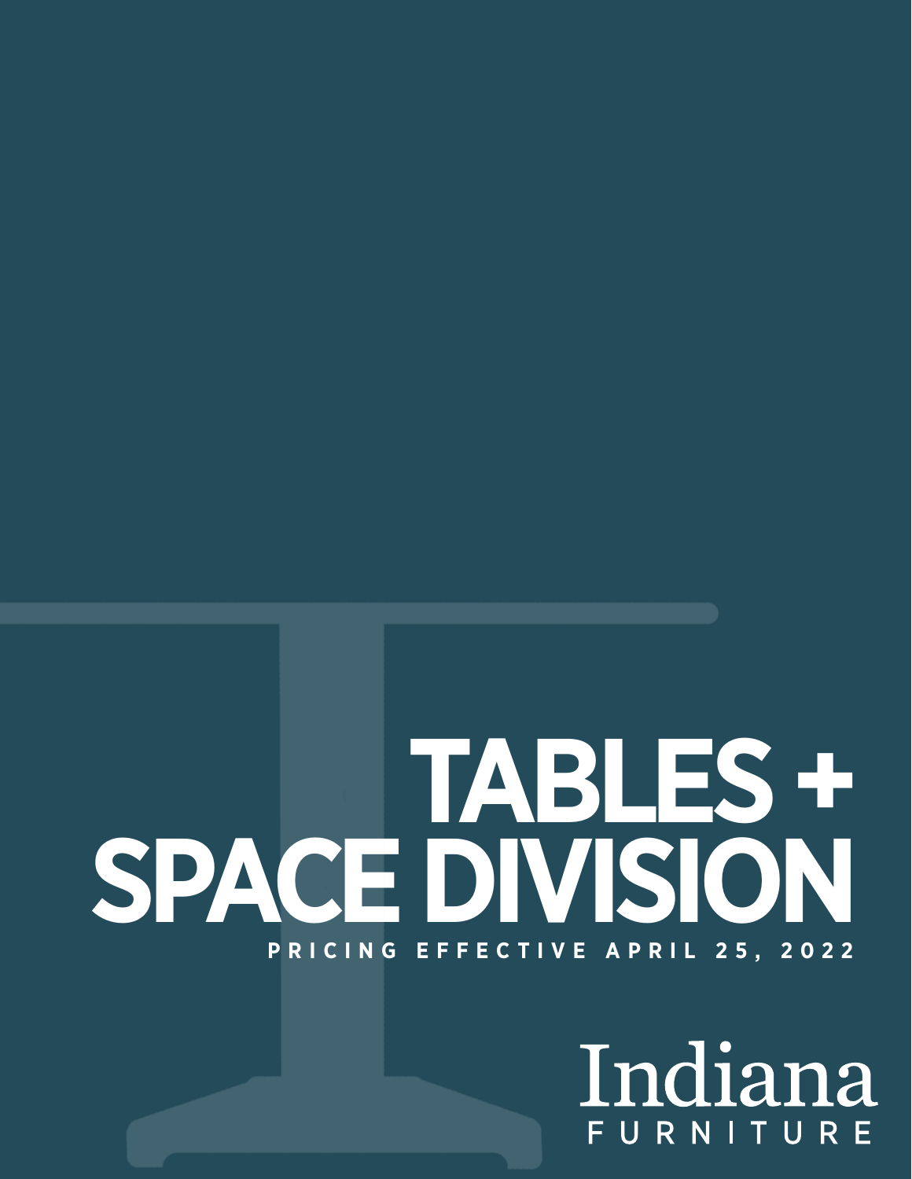# TABLES + SPACE DIVISION

PRICING EFFECTIVE APRIL 25, 2022

Indiana FURNITURE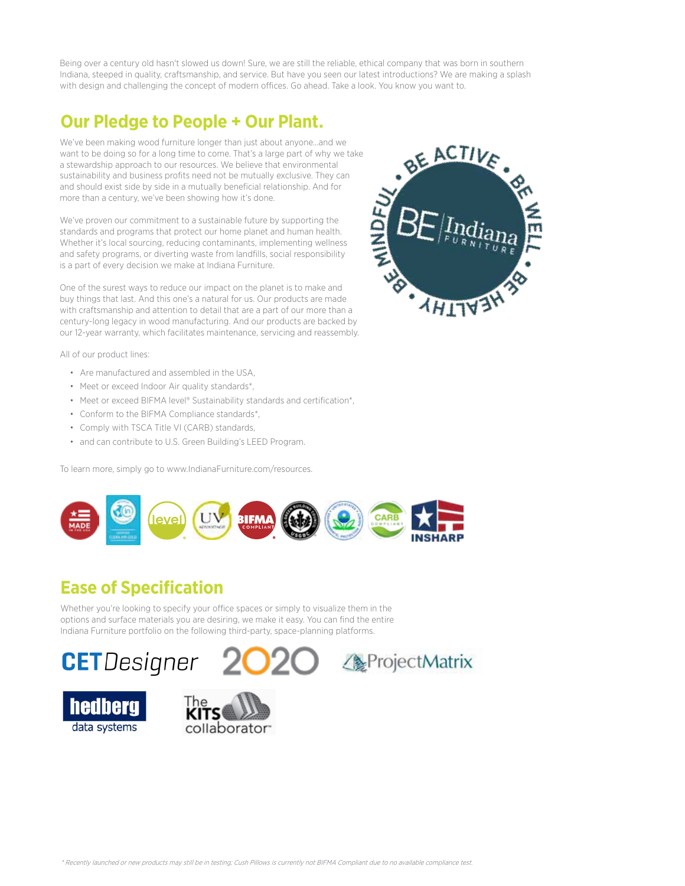Being over a century old hasn't slowed us down! Sure, we are still the reliable, ethical company that was born in southern Indiana, steeped in quality, craftsmanship, and service. But have you seen our latest introductions? We are making a splash with design and challenging the concept of modern offices. Go ahead. Take a look. You know you want to.

## Our Pledge to People + Our Plant.

We've been making wood furniture longer than just about anyone...and we want to be doing so for a long time to come. That's a large part of why we take a stewardship approach to our resources. We believe that environmental sustainability and business profits need not be mutually exclusive. They can and should exist side by side in a mutually beneficial relationship. And for more than a century, we've been showing how it's done.

We've proven our commitment to a sustainable future by supporting the standards and programs that protect our home planet and human health. Whether it's local sourcing, reducing contaminants, implementing wellness and safety programs, or diverting waste from landfills, social responsibility is a part of every decision we make at Indiana Furniture.

One of the surest ways to reduce our impact on the planet is to make and buy things that last. And this one's a natural for us. Our products are made with craftsmanship and attention to detail that are a part of our more than a century-long legacy in wood manufacturing. And our products are backed by our 12-year warranty, which facilitates maintenance, servicing and reassembly.

All of our product lines:

- Are manufactured and assembled in the USA,
- Meet or exceed Indoor Air quality standards*,
- Meet or exceed BIFMA level® Sustainability standards and certification*,
- Conform to the BIFMA Compliance standards*,
- Comply with TSCA Title VI (CARB) standards,
- and can contribute to U.S. Green Building's LEED Program.

To learn more, simply go to www.IndianaFurniture.com/resources.

## Ease of Specification

Whether you're looking to specify your office spaces or simply to visualize them in the options and surface materials you are desiring, we make it easy. You can find the entire Indiana Furniture portfolio on the following third-party, space-planning platforms.

*\* Recently launched or new products may still be in testing; Cush Pillows is currently not BIFMA Compliant due to no available compliance test.*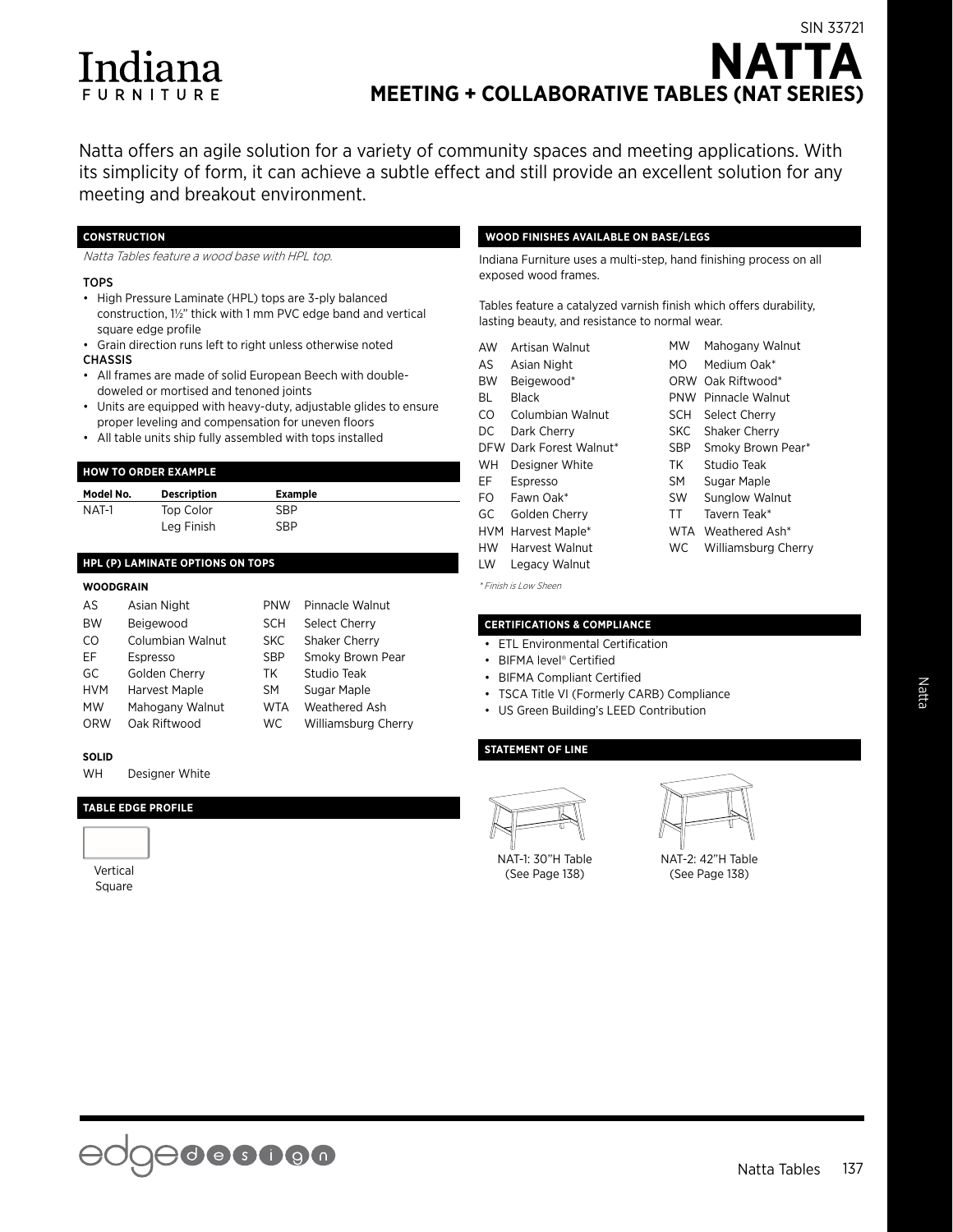SIN 33721

# NATTA

## MEETING + COLLABORATIVE TABLES (NAT SERIES)

Natta offers an agile solution for a variety of community spaces and meeting applications. With its simplicity of form, it can achieve a subtle effect and still provide an excellent solution for any meeting and breakout environment.

### CONSTRUCTION

*Natta Tables feature a wood base with HPL top.*

**TOPS**

- High Pressure Laminate (HPL) tops are 3-ply balanced construction, 1½" thick with 1 mm PVC edge band and vertical square edge profile
- Grain direction runs left to right unless otherwise noted

**CHASSIS**

- All frames are made of solid European Beech with double-doweled or mortised and tenoned joints
- Units are equipped with heavy-duty, adjustable glides to ensure proper leveling and compensation for uneven floors
- All table units ship fully assembled with tops installed

### HOW TO ORDER EXAMPLE

| Model No. | Description | Example |
|---|---|---|
| NAT-1 | Top Color | SBP |
| | Leg Finish | SBP |

### HPL (P) LAMINATE OPTIONS ON TOPS

**WOODGRAIN**

| | | | |
|---|---|---|---|
| AS | Asian Night | PNW | Pinnacle Walnut |
| BW | Beigewood | SCH | Select Cherry |
| CO | Columbian Walnut | SKC | Shaker Cherry |
| EF | Espresso | SBP | Smoky Brown Pear |
| GC | Golden Cherry | TK | Studio Teak |
| HVM | Harvest Maple | SM | Sugar Maple |
| MW | Mahogany Walnut | WTA | Weathered Ash |
| ORW | Oak Riftwood | WC | Williamsburg Cherry |

**SOLID**

WH Designer White

### TABLE EDGE PROFILE

Vertical Square

### WOOD FINISHES AVAILABLE ON BASE/LEGS

Indiana Furniture uses a multi-step, hand finishing process on all exposed wood frames.

Tables feature a catalyzed varnish finish which offers durability, lasting beauty, and resistance to normal wear.

| | | | |
|---|---|---|---|
| AW | Artisan Walnut | MW | Mahogany Walnut |
| AS | Asian Night | MO | Medium Oak* |
| BW | Beigewood* | ORW | Oak Riftwood* |
| BL | Black | PNW | Pinnacle Walnut |
| CO | Columbian Walnut | SCH | Select Cherry |
| DC | Dark Cherry | SKC | Shaker Cherry |
| DFW | Dark Forest Walnut* | SBP | Smoky Brown Pear* |
| WH | Designer White | TK | Studio Teak |
| EF | Espresso | SM | Sugar Maple |
| FO | Fawn Oak* | SW | Sunglow Walnut |
| GC | Golden Cherry | TT | Tavern Teak* |
| HVM | Harvest Maple* | WTA | Weathered Ash* |
| HW | Harvest Walnut | WC | Williamsburg Cherry |
| LW | Legacy Walnut | | |

*\* Finish is Low Sheen*

### CERTIFICATIONS & COMPLIANCE

- ETL Environmental Certification
- BIFMA level® Certified
- BIFMA Compliant Certified
- TSCA Title VI (Formerly CARB) Compliance
- US Green Building's LEED Contribution

### STATEMENT OF LINE

NAT-1: 30"H Table (See Page 138)

NAT-2: 42"H Table (See Page 138)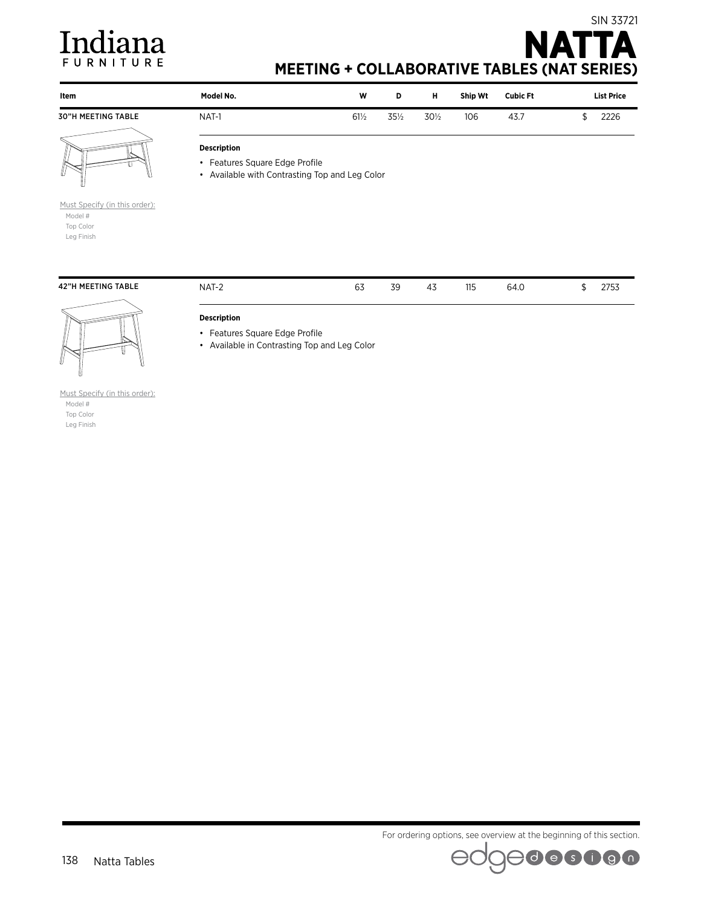# Indiana FURNITURE

SIN 33721

# NATTA

## MEETING + COLLABORATIVE TABLES (NAT SERIES)

| Item | Model No. | W | D | H | Ship Wt | Cubic Ft | List Price |
|---|---|---|---|---|---|---|---|
| 30"H MEETING TABLE | NAT-1 | 61½ | 35½ | 30½ | 106 | 43.7 | $ 2226 |

**Description**

- Features Square Edge Profile
- Available with Contrasting Top and Leg Color

Must Specify (in this order):
Model #
Top Color
Leg Finish

| Item | Model No. | W | D | H | Ship Wt | Cubic Ft | List Price |
|---|---|---|---|---|---|---|---|
| 42"H MEETING TABLE | NAT-2 | 63 | 39 | 43 | 115 | 64.0 | $ 2753 |

**Description**

- Features Square Edge Profile
- Available in Contrasting Top and Leg Color

Must Specify (in this order):
Model #
Top Color
Leg Finish

For ordering options, see overview at the beginning of this section.

Natta Tables

edgedesign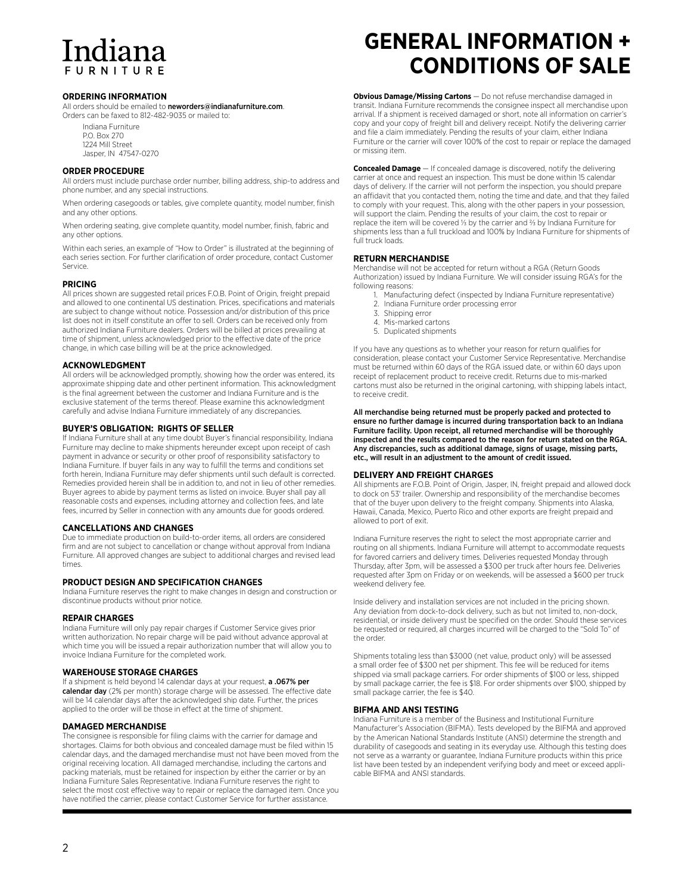# Indiana FURNITURE

# GENERAL INFORMATION + CONDITIONS OF SALE

### ORDERING INFORMATION

All orders should be emailed to **neworders@indianafurniture.com**.
Orders can be faxed to 812-482-9035 or mailed to:

Indiana Furniture
P.O. Box 270
1224 Mill Street
Jasper, IN 47547-0270

### ORDER PROCEDURE

All orders must include purchase order number, billing address, ship-to address and phone number, and any special instructions.

When ordering casegoods or tables, give complete quantity, model number, finish and any other options.

When ordering seating, give complete quantity, model number, finish, fabric and any other options.

Within each series, an example of "How to Order" is illustrated at the beginning of each series section. For further clarification of order procedure, contact Customer Service.

### PRICING

All prices shown are suggested retail prices F.O.B. Point of Origin, freight prepaid and allowed to one continental US destination. Prices, specifications and materials are subject to change without notice. Possession and/or distribution of this price list does not in itself constitute an offer to sell. Orders can be received only from authorized Indiana Furniture dealers. Orders will be billed at prices prevailing at time of shipment, unless acknowledged prior to the effective date of the price change, in which case billing will be at the price acknowledged.

### ACKNOWLEDGMENT

All orders will be acknowledged promptly, showing how the order was entered, its approximate shipping date and other pertinent information. This acknowledgment is the final agreement between the customer and Indiana Furniture and is the exclusive statement of the terms thereof. Please examine this acknowledgment carefully and advise Indiana Furniture immediately of any discrepancies.

### BUYER'S OBLIGATION: RIGHTS OF SELLER

If Indiana Furniture shall at any time doubt Buyer's financial responsibility, Indiana Furniture may decline to make shipments hereunder except upon receipt of cash payment in advance or security or other proof of responsibility satisfactory to Indiana Furniture. If buyer fails in any way to fulfill the terms and conditions set forth herein, Indiana Furniture may defer shipments until such default is corrected. Remedies provided herein shall be in addition to, and not in lieu of other remedies. Buyer agrees to abide by payment terms as listed on invoice. Buyer shall pay all reasonable costs and expenses, including attorney and collection fees, and late fees, incurred by Seller in connection with any amounts due for goods ordered.

### CANCELLATIONS AND CHANGES

Due to immediate production on build-to-order items, all orders are considered firm and are not subject to cancellation or change without approval from Indiana Furniture. All approved changes are subject to additional charges and revised lead times.

### PRODUCT DESIGN AND SPECIFICATION CHANGES

Indiana Furniture reserves the right to make changes in design and construction or discontinue products without prior notice.

### REPAIR CHARGES

Indiana Furniture will only pay repair charges if Customer Service gives prior written authorization. No repair charge will be paid without advance approval at which time you will be issued a repair authorization number that will allow you to invoice Indiana Furniture for the completed work.

### WAREHOUSE STORAGE CHARGES

If a shipment is held beyond 14 calendar days at your request, **a .067% per calendar day** (2% per month) storage charge will be assessed. The effective date will be 14 calendar days after the acknowledged ship date. Further, the prices applied to the order will be those in effect at the time of shipment.

### DAMAGED MERCHANDISE

The consignee is responsible for filing claims with the carrier for damage and shortages. Claims for both obvious and concealed damage must be filed within 15 calendar days, and the damaged merchandise must not have been moved from the original receiving location. All damaged merchandise, including the cartons and packing materials, must be retained for inspection by either the carrier or by an Indiana Furniture Sales Representative. Indiana Furniture reserves the right to select the most cost effective way to repair or replace the damaged item. Once you have notified the carrier, please contact Customer Service for further assistance.

**Obvious Damage/Missing Cartons** — Do not refuse merchandise damaged in transit. Indiana Furniture recommends the consignee inspect all merchandise upon arrival. If a shipment is received damaged or short, note all information on carrier's copy and your copy of freight bill and delivery receipt. Notify the delivering carrier and file a claim immediately. Pending the results of your claim, either Indiana Furniture or the carrier will cover 100% of the cost to repair or replace the damaged or missing item.

**Concealed Damage** — If concealed damage is discovered, notify the delivering carrier at once and request an inspection. This must be done within 15 calendar days of delivery. If the carrier will not perform the inspection, you should prepare an affidavit that you contacted them, noting the time and date, and that they failed to comply with your request. This, along with the other papers in your possession, will support the claim. Pending the results of your claim, the cost to repair or replace the item will be covered ⅓ by the carrier and ⅔ by Indiana Furniture for shipments less than a full truckload and 100% by Indiana Furniture for shipments of full truck loads.

### RETURN MERCHANDISE

Merchandise will not be accepted for return without a RGA (Return Goods Authorization) issued by Indiana Furniture. We will consider issuing RGA's for the following reasons:

1. Manufacturing defect (inspected by Indiana Furniture representative)
2. Indiana Furniture order processing error
3. Shipping error
4. Mis-marked cartons
5. Duplicated shipments

If you have any questions as to whether your reason for return qualifies for consideration, please contact your Customer Service Representative. Merchandise must be returned within 60 days of the RGA issued date, or within 60 days upon receipt of replacement product to receive credit. Returns due to mis-marked cartons must also be returned in the original cartoning, with shipping labels intact, to receive credit.

**All merchandise being returned must be properly packed and protected to ensure no further damage is incurred during transportation back to an Indiana Furniture facility. Upon receipt, all returned merchandise will be thoroughly inspected and the results compared to the reason for return stated on the RGA. Any discrepancies, such as additional damage, signs of usage, missing parts, etc., will result in an adjustment to the amount of credit issued.**

### DELIVERY AND FREIGHT CHARGES

All shipments are F.O.B. Point of Origin, Jasper, IN, freight prepaid and allowed dock to dock on 53' trailer. Ownership and responsibility of the merchandise becomes that of the buyer upon delivery to the freight company. Shipments into Alaska, Hawaii, Canada, Mexico, Puerto Rico and other exports are freight prepaid and allowed to port of exit.

Indiana Furniture reserves the right to select the most appropriate carrier and routing on all shipments. Indiana Furniture will attempt to accommodate requests for favored carriers and delivery times. Deliveries requested Monday through Thursday, after 3pm, will be assessed a $300 per truck after hours fee. Deliveries requested after 3pm on Friday or on weekends, will be assessed a $600 per truck weekend delivery fee.

Inside delivery and installation services are not included in the pricing shown. Any deviation from dock-to-dock delivery, such as but not limited to, non-dock, residential, or inside delivery must be specified on the order. Should these services be requested or required, all charges incurred will be charged to the "Sold To" of the order.

Shipments totaling less than $3000 (net value, product only) will be assessed a small order fee of $300 net per shipment. This fee will be reduced for items shipped via small package carriers. For order shipments of $100 or less, shipped by small package carrier, the fee is $18. For order shipments over $100, shipped by small package carrier, the fee is $40.

### BIFMA AND ANSI TESTING

Indiana Furniture is a member of the Business and Institutional Furniture Manufacturer's Association (BIFMA). Tests developed by the BIFMA and approved by the American National Standards Institute (ANSI) determine the strength and durability of casegoods and seating in its everyday use. Although this testing does not serve as a warranty or guarantee, Indiana Furniture products within this price list have been tested by an independent verifying body and meet or exceed applicable BIFMA and ANSI standards.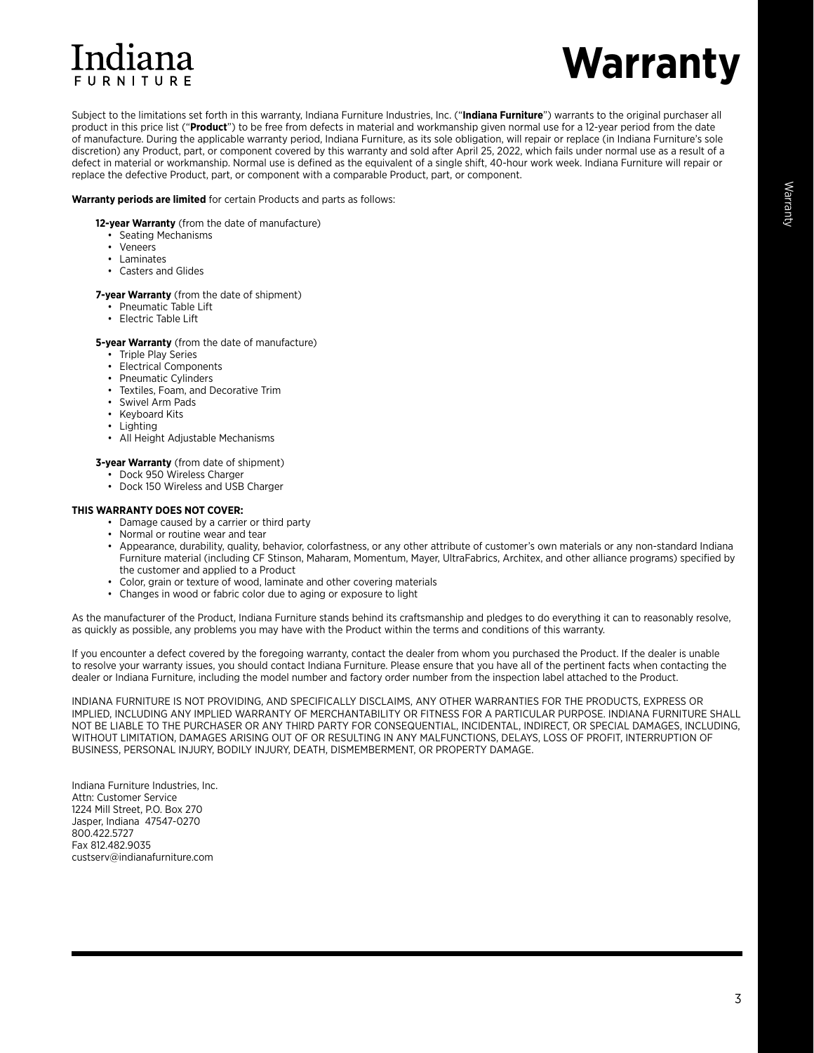Indiana FURNITURE

# Warranty

Subject to the limitations set forth in this warranty, Indiana Furniture Industries, Inc. ("**Indiana Furniture**") warrants to the original purchaser all product in this price list ("**Product**") to be free from defects in material and workmanship given normal use for a 12-year period from the date of manufacture. During the applicable warranty period, Indiana Furniture, as its sole obligation, will repair or replace (in Indiana Furniture's sole discretion) any Product, part, or component covered by this warranty and sold after April 25, 2022, which fails under normal use as a result of a defect in material or workmanship. Normal use is defined as the equivalent of a single shift, 40-hour work week. Indiana Furniture will repair or replace the defective Product, part, or component with a comparable Product, part, or component.

**Warranty periods are limited** for certain Products and parts as follows:

**12-year Warranty** (from the date of manufacture)

- Seating Mechanisms
- Veneers
- Laminates
- Casters and Glides

**7-year Warranty** (from the date of shipment)

- Pneumatic Table Lift
- Electric Table Lift

**5-year Warranty** (from the date of manufacture)

- Triple Play Series
- Electrical Components
- Pneumatic Cylinders
- Textiles, Foam, and Decorative Trim
- Swivel Arm Pads
- Keyboard Kits
- Lighting
- All Height Adjustable Mechanisms

**3-year Warranty** (from date of shipment)

- Dock 950 Wireless Charger
- Dock 150 Wireless and USB Charger

**THIS WARRANTY DOES NOT COVER:**

- Damage caused by a carrier or third party
- Normal or routine wear and tear
- Appearance, durability, quality, behavior, colorfastness, or any other attribute of customer's own materials or any non-standard Indiana Furniture material (including CF Stinson, Maharam, Momentum, Mayer, UltraFabrics, Architex, and other alliance programs) specified by the customer and applied to a Product
- Color, grain or texture of wood, laminate and other covering materials
- Changes in wood or fabric color due to aging or exposure to light

As the manufacturer of the Product, Indiana Furniture stands behind its craftsmanship and pledges to do everything it can to reasonably resolve, as quickly as possible, any problems you may have with the Product within the terms and conditions of this warranty.

If you encounter a defect covered by the foregoing warranty, contact the dealer from whom you purchased the Product. If the dealer is unable to resolve your warranty issues, you should contact Indiana Furniture. Please ensure that you have all of the pertinent facts when contacting the dealer or Indiana Furniture, including the model number and factory order number from the inspection label attached to the Product.

INDIANA FURNITURE IS NOT PROVIDING, AND SPECIFICALLY DISCLAIMS, ANY OTHER WARRANTIES FOR THE PRODUCTS, EXPRESS OR IMPLIED, INCLUDING ANY IMPLIED WARRANTY OF MERCHANTABILITY OR FITNESS FOR A PARTICULAR PURPOSE. INDIANA FURNITURE SHALL NOT BE LIABLE TO THE PURCHASER OR ANY THIRD PARTY FOR CONSEQUENTIAL, INCIDENTAL, INDIRECT, OR SPECIAL DAMAGES, INCLUDING, WITHOUT LIMITATION, DAMAGES ARISING OUT OF OR RESULTING IN ANY MALFUNCTIONS, DELAYS, LOSS OF PROFIT, INTERRUPTION OF BUSINESS, PERSONAL INJURY, BODILY INJURY, DEATH, DISMEMBERMENT, OR PROPERTY DAMAGE.

Indiana Furniture Industries, Inc.
Attn: Customer Service
1224 Mill Street, P.O. Box 270
Jasper, Indiana 47547-0270
800.422.5727
Fax 812.482.9035
custserv@indianafurniture.com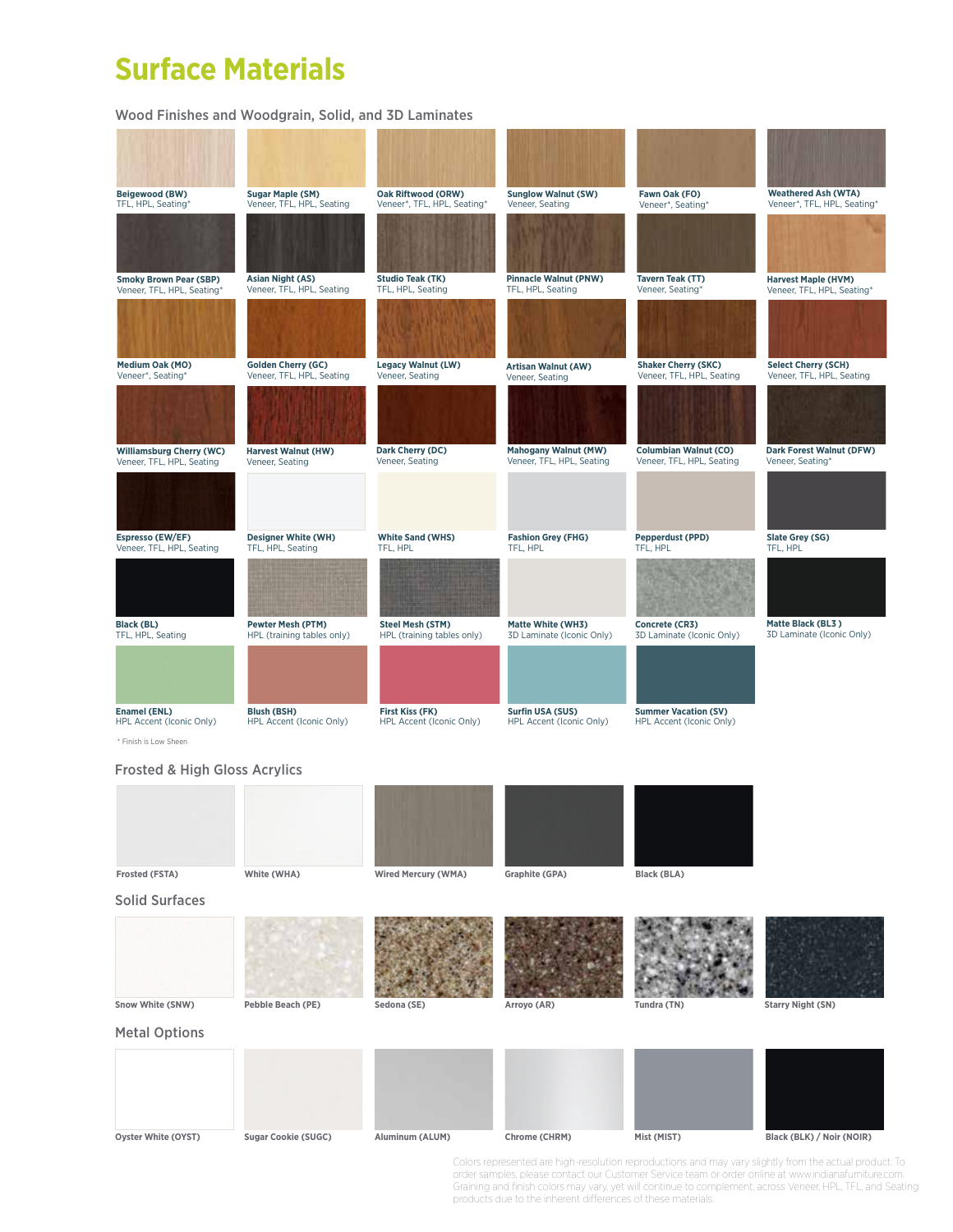# Surface Materials

## Wood Finishes and Woodgrain, Solid, and 3D Laminates

**Beigewood (BW)**
TFL, HPL, Seating*

**Sugar Maple (SM)**
Veneer, TFL, HPL, Seating

**Oak Riftwood (ORW)**
Veneer*, TFL, HPL, Seating*

**Sunglow Walnut (SW)**
Veneer, Seating

**Fawn Oak (FO)**
Veneer*, Seating*

**Weathered Ash (WTA)**
Veneer*, TFL, HPL, Seating*

**Smoky Brown Pear (SBP)**
Veneer, TFL, HPL, Seating*

**Asian Night (AS)**
Veneer, TFL, HPL, Seating

**Studio Teak (TK)**
TFL, HPL, Seating

**Pinnacle Walnut (PNW)**
TFL, HPL, Seating

**Tavern Teak (TT)**
Veneer, Seating*

**Harvest Maple (HVM)**
Veneer, TFL, HPL, Seating*

**Medium Oak (MO)**
Veneer*, Seating*

**Golden Cherry (GC)**
Veneer, TFL, HPL, Seating

**Legacy Walnut (LW)**
Veneer, Seating

**Artisan Walnut (AW)**
Veneer, Seating

**Shaker Cherry (SKC)**
Veneer, TFL, HPL, Seating

**Select Cherry (SCH)**
Veneer, TFL, HPL, Seating

**Williamsburg Cherry (WC)**
Veneer, TFL, HPL, Seating

**Harvest Walnut (HW)**
Veneer, Seating

**Dark Cherry (DC)**
Veneer, Seating

**Mahogany Walnut (MW)**
Veneer, TFL, HPL, Seating

**Columbian Walnut (CO)**
Veneer, TFL, HPL, Seating

**Dark Forest Walnut (DFW)**
Veneer, Seating*

**Espresso (EW/EF)**
Veneer, TFL, HPL, Seating

**Designer White (WH)**
TFL, HPL, Seating

**White Sand (WHS)**
TFL, HPL

**Fashion Grey (FHG)**
TFL, HPL

**Pepperdust (PPD)**
TFL, HPL

**Slate Grey (SG)**
TFL, HPL

**Black (BL)**
TFL, HPL, Seating

**Pewter Mesh (PTM)**
HPL (training tables only)

**Steel Mesh (STM)**
HPL (training tables only)

**Matte White (WH3)**
3D Laminate (Iconic Only)

**Concrete (CR3)**
3D Laminate (Iconic Only)

**Matte Black (BL3 )**
3D Laminate (Iconic Only)

**Enamel (ENL)**
HPL Accent (Iconic Only)

**Blush (BSH)**
HPL Accent (Iconic Only)

**First Kiss (FK)**
HPL Accent (Iconic Only)

**Surfin USA (SUS)**
HPL Accent (Iconic Only)

**Summer Vacation (SV)**
HPL Accent (Iconic Only)

* Finish is Low Sheen

## Frosted & High Gloss Acrylics

**Frosted (FSTA)**

**White (WHA)**

**Wired Mercury (WMA)**

**Graphite (GPA)**

**Black (BLA)**

## Solid Surfaces

**Snow White (SNW)**

**Pebble Beach (PE)**

**Sedona (SE)**

**Arroyo (AR)**

**Tundra (TN)**

**Starry Night (SN)**

## Metal Options

**Oyster White (OYST)**

**Sugar Cookie (SUGC)**

**Aluminum (ALUM)**

**Chrome (CHRM)**

**Mist (MIST)**

**Black (BLK) / Noir (NOIR)**

Colors represented are high-resolution reproductions and may vary slightly from the actual product. To order samples, please contact our Customer Service team or order online at www.indianafurniture.com. Graining and finish colors may vary, yet will continue to complement, across Veneer, HPL, TFL, and Seating products due to the inherent differences of these materials.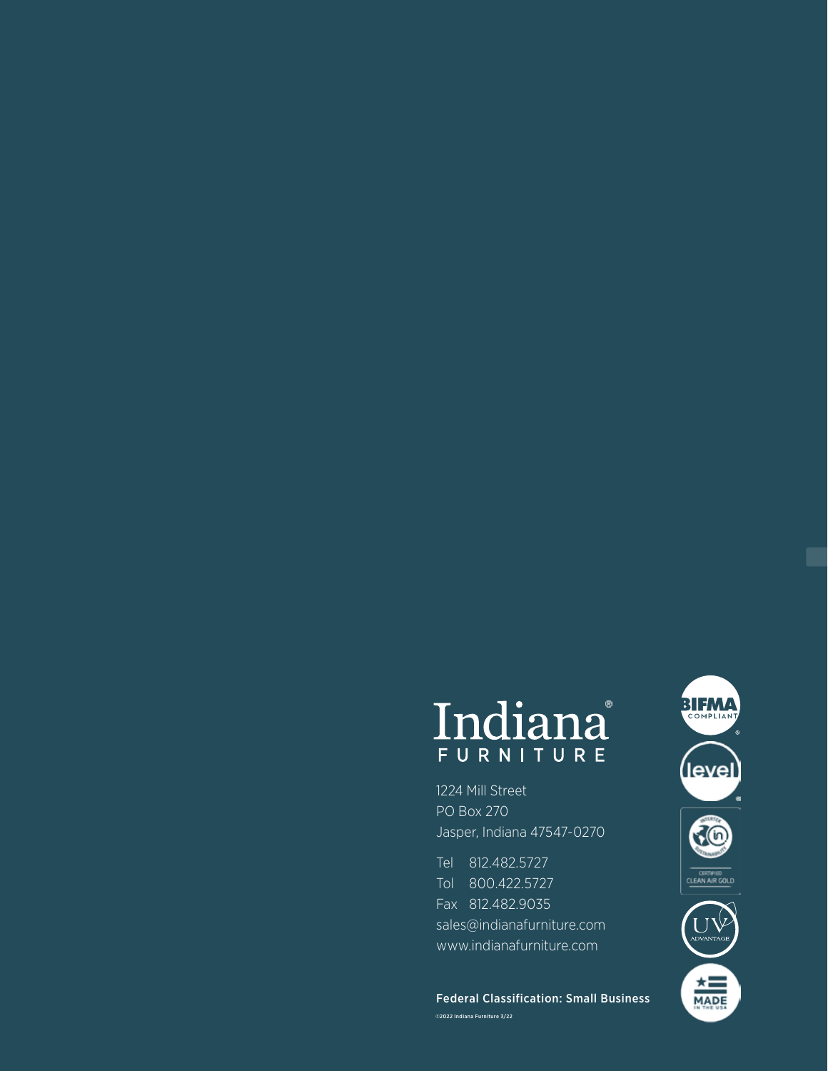# Indiana® FURNITURE

1224 Mill Street
PO Box 270
Jasper, Indiana 47547-0270

Tel 812.482.5727
Tol 800.422.5727
Fax 812.482.9035
sales@indianafurniture.com
www.indianafurniture.com

**Federal Classification: Small Business**

©2022 Indiana Furniture 3/22

BIFMA COMPLIANT®

level®

INTERTEK SUSTAINABILITY
CERTIFIED CLEAN AIR GOLD

UV ADVANTAGE

MADE IN THE USA